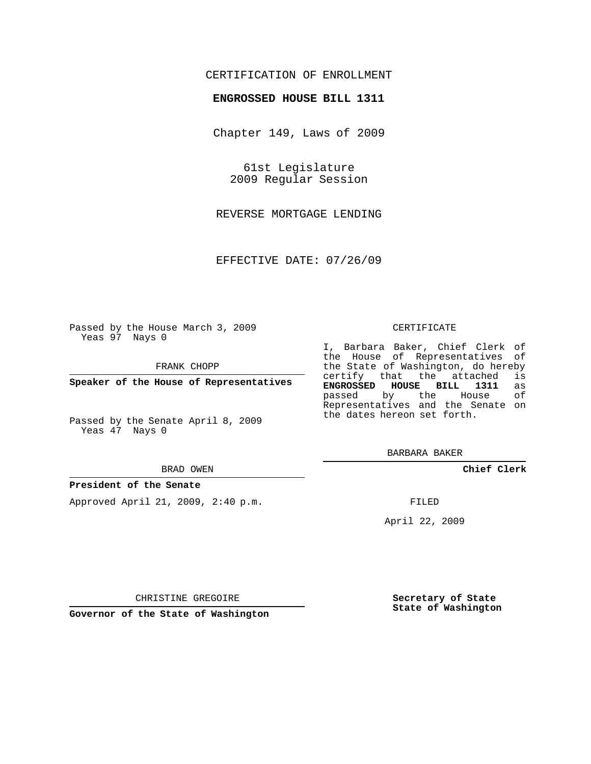CERTIFICATION OF ENROLLMENT

**ENGROSSED HOUSE BILL 1311**

Chapter 149, Laws of 2009

61st Legislature
2009 Regular Session

REVERSE MORTGAGE LENDING

EFFECTIVE DATE: 07/26/09

Passed by the House March 3, 2009
Yeas 97 Nays 0

FRANK CHOPP

**Speaker of the House of Representatives**

Passed by the Senate April 8, 2009
Yeas 47 Nays 0

BRAD OWEN

**President of the Senate**

Approved April 21, 2009, 2:40 p.m.

CHRISTINE GREGOIRE

**Governor of the State of Washington**

CERTIFICATE

I, Barbara Baker, Chief Clerk of the House of Representatives of the State of Washington, do hereby certify that the attached is **ENGROSSED HOUSE BILL 1311** as passed by the House of Representatives and the Senate on the dates hereon set forth.

BARBARA BAKER

**Chief Clerk**

FILED

April 22, 2009

**Secretary of State**
**State of Washington**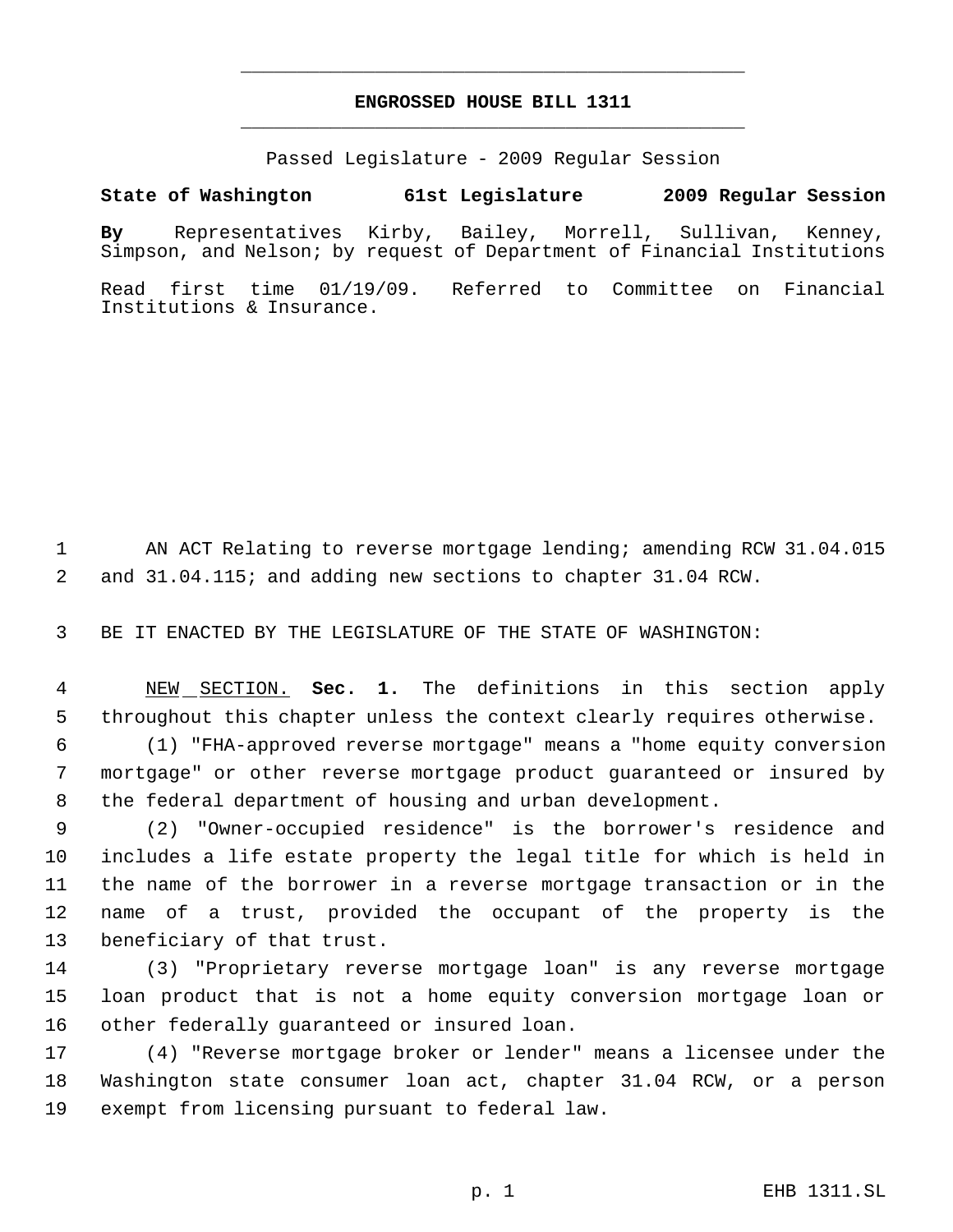# ENGROSSED HOUSE BILL 1311

Passed Legislature - 2009 Regular Session

**State of Washington 61st Legislature 2009 Regular Session**

**By** Representatives Kirby, Bailey, Morrell, Sullivan, Kenney, Simpson, and Nelson; by request of Department of Financial Institutions

Read first time 01/19/09. Referred to Committee on Financial Institutions & Insurance.

AN ACT Relating to reverse mortgage lending; amending RCW 31.04.015 and 31.04.115; and adding new sections to chapter 31.04 RCW.

BE IT ENACTED BY THE LEGISLATURE OF THE STATE OF WASHINGTON:

NEW SECTION. **Sec. 1.** The definitions in this section apply throughout this chapter unless the context clearly requires otherwise.

(1) "FHA-approved reverse mortgage" means a "home equity conversion mortgage" or other reverse mortgage product guaranteed or insured by the federal department of housing and urban development.

(2) "Owner-occupied residence" is the borrower's residence and includes a life estate property the legal title for which is held in the name of the borrower in a reverse mortgage transaction or in the name of a trust, provided the occupant of the property is the beneficiary of that trust.

(3) "Proprietary reverse mortgage loan" is any reverse mortgage loan product that is not a home equity conversion mortgage loan or other federally guaranteed or insured loan.

(4) "Reverse mortgage broker or lender" means a licensee under the Washington state consumer loan act, chapter 31.04 RCW, or a person exempt from licensing pursuant to federal law.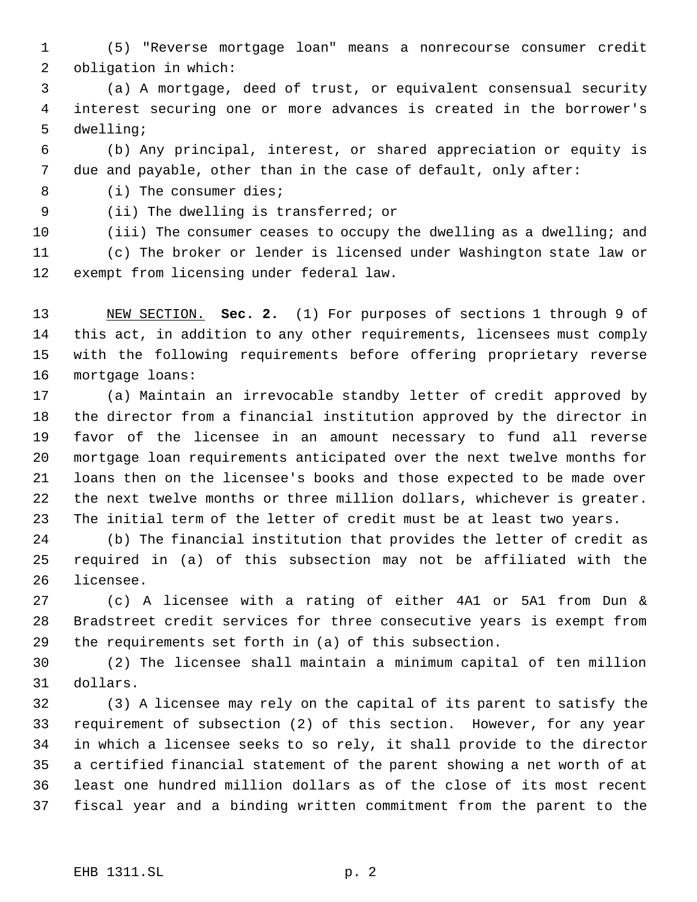(5) "Reverse mortgage loan" means a nonrecourse consumer credit obligation in which:

(a) A mortgage, deed of trust, or equivalent consensual security interest securing one or more advances is created in the borrower's dwelling;

(b) Any principal, interest, or shared appreciation or equity is due and payable, other than in the case of default, only after:

(i) The consumer dies;

(ii) The dwelling is transferred; or

(iii) The consumer ceases to occupy the dwelling as a dwelling; and

(c) The broker or lender is licensed under Washington state law or exempt from licensing under federal law.

NEW SECTION. **Sec. 2.** (1) For purposes of sections 1 through 9 of this act, in addition to any other requirements, licensees must comply with the following requirements before offering proprietary reverse mortgage loans:

(a) Maintain an irrevocable standby letter of credit approved by the director from a financial institution approved by the director in favor of the licensee in an amount necessary to fund all reverse mortgage loan requirements anticipated over the next twelve months for loans then on the licensee's books and those expected to be made over the next twelve months or three million dollars, whichever is greater. The initial term of the letter of credit must be at least two years.

(b) The financial institution that provides the letter of credit as required in (a) of this subsection may not be affiliated with the licensee.

(c) A licensee with a rating of either 4A1 or 5A1 from Dun & Bradstreet credit services for three consecutive years is exempt from the requirements set forth in (a) of this subsection.

(2) The licensee shall maintain a minimum capital of ten million dollars.

(3) A licensee may rely on the capital of its parent to satisfy the requirement of subsection (2) of this section. However, for any year in which a licensee seeks to so rely, it shall provide to the director a certified financial statement of the parent showing a net worth of at least one hundred million dollars as of the close of its most recent fiscal year and a binding written commitment from the parent to the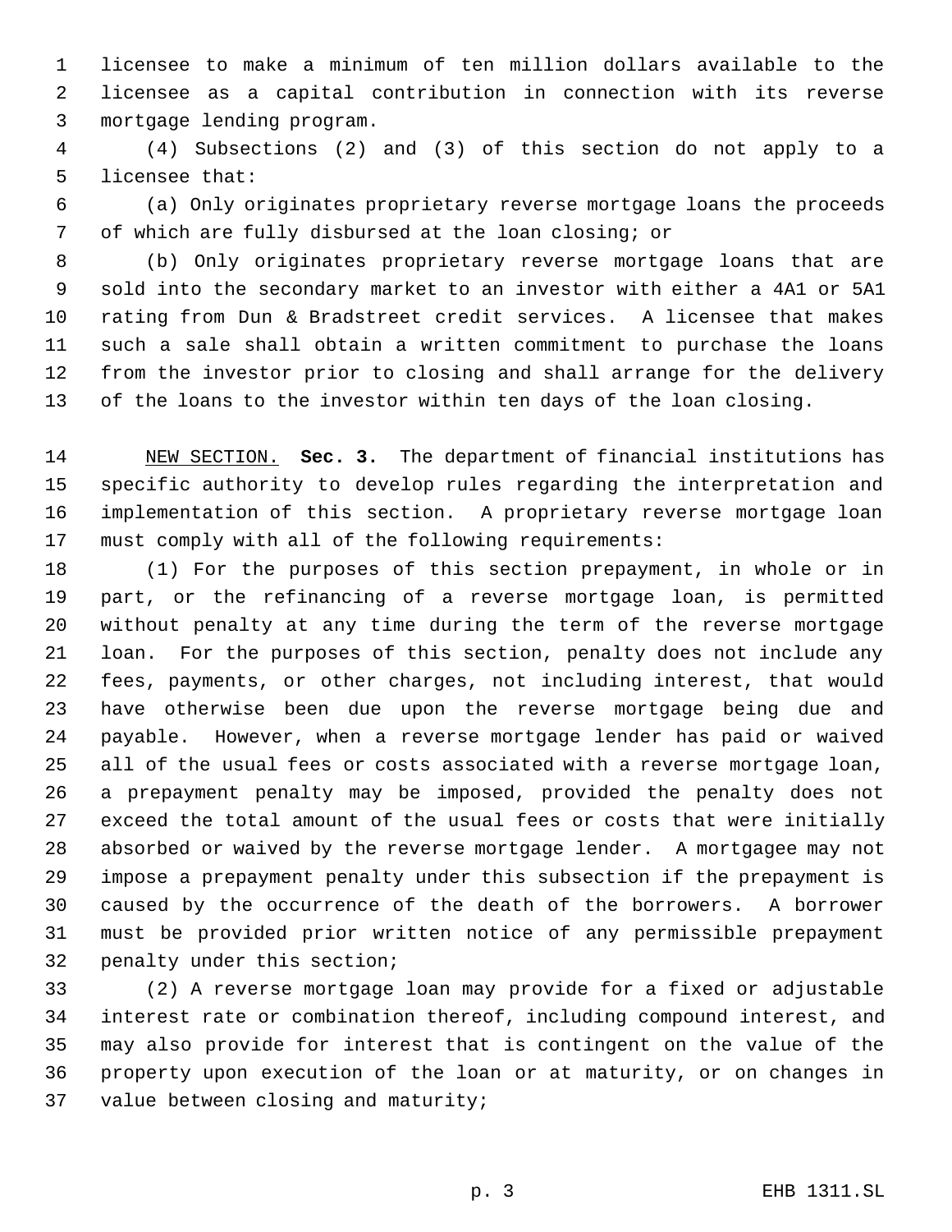licensee to make a minimum of ten million dollars available to the licensee as a capital contribution in connection with its reverse mortgage lending program.

(4) Subsections (2) and (3) of this section do not apply to a licensee that:

(a) Only originates proprietary reverse mortgage loans the proceeds of which are fully disbursed at the loan closing; or

(b) Only originates proprietary reverse mortgage loans that are sold into the secondary market to an investor with either a 4A1 or 5A1 rating from Dun & Bradstreet credit services. A licensee that makes such a sale shall obtain a written commitment to purchase the loans from the investor prior to closing and shall arrange for the delivery of the loans to the investor within ten days of the loan closing.

NEW SECTION. **Sec. 3.** The department of financial institutions has specific authority to develop rules regarding the interpretation and implementation of this section. A proprietary reverse mortgage loan must comply with all of the following requirements:

(1) For the purposes of this section prepayment, in whole or in part, or the refinancing of a reverse mortgage loan, is permitted without penalty at any time during the term of the reverse mortgage loan. For the purposes of this section, penalty does not include any fees, payments, or other charges, not including interest, that would have otherwise been due upon the reverse mortgage being due and payable. However, when a reverse mortgage lender has paid or waived all of the usual fees or costs associated with a reverse mortgage loan, a prepayment penalty may be imposed, provided the penalty does not exceed the total amount of the usual fees or costs that were initially absorbed or waived by the reverse mortgage lender. A mortgagee may not impose a prepayment penalty under this subsection if the prepayment is caused by the occurrence of the death of the borrowers. A borrower must be provided prior written notice of any permissible prepayment penalty under this section;

(2) A reverse mortgage loan may provide for a fixed or adjustable interest rate or combination thereof, including compound interest, and may also provide for interest that is contingent on the value of the property upon execution of the loan or at maturity, or on changes in value between closing and maturity;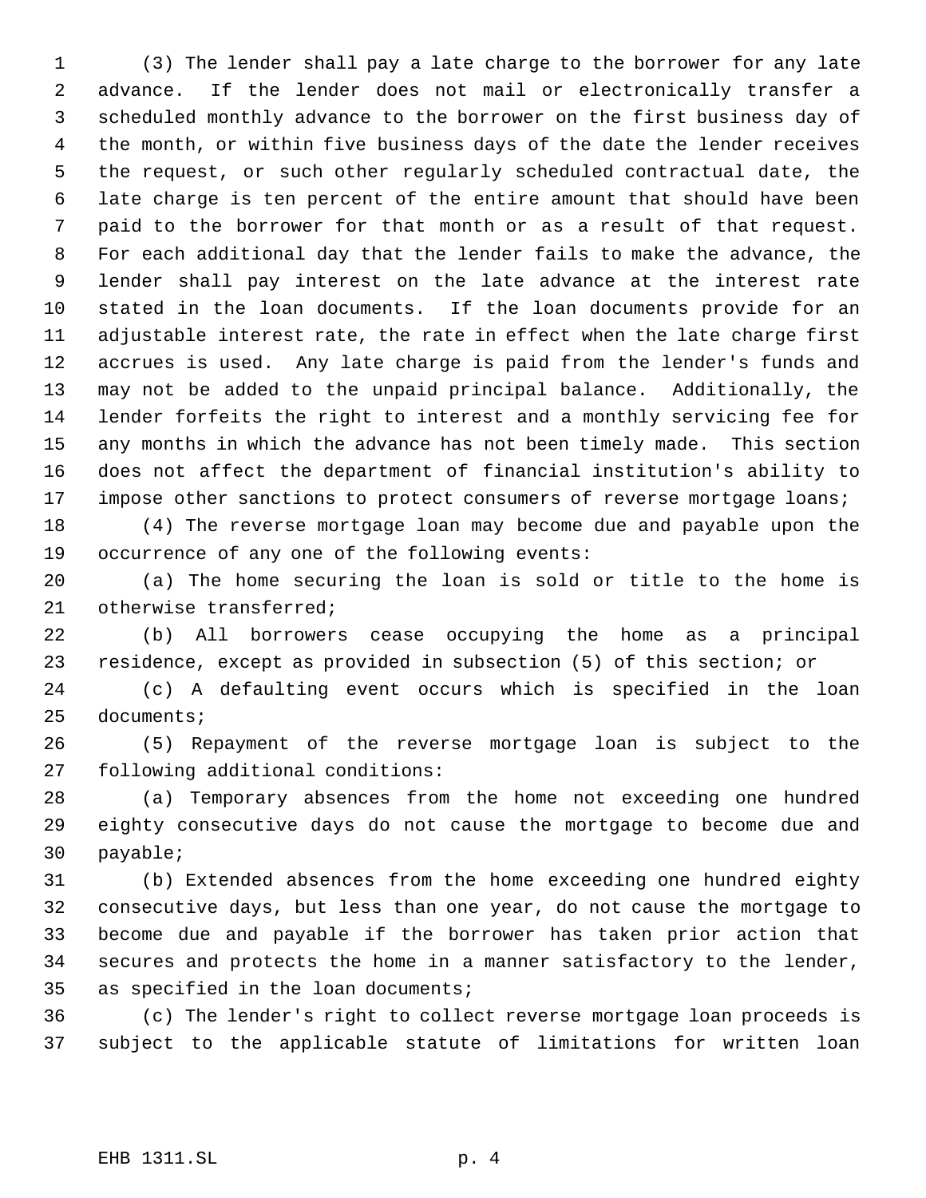(3) The lender shall pay a late charge to the borrower for any late advance. If the lender does not mail or electronically transfer a scheduled monthly advance to the borrower on the first business day of the month, or within five business days of the date the lender receives the request, or such other regularly scheduled contractual date, the late charge is ten percent of the entire amount that should have been paid to the borrower for that month or as a result of that request. For each additional day that the lender fails to make the advance, the lender shall pay interest on the late advance at the interest rate stated in the loan documents. If the loan documents provide for an adjustable interest rate, the rate in effect when the late charge first accrues is used. Any late charge is paid from the lender's funds and may not be added to the unpaid principal balance. Additionally, the lender forfeits the right to interest and a monthly servicing fee for any months in which the advance has not been timely made. This section does not affect the department of financial institution's ability to impose other sanctions to protect consumers of reverse mortgage loans;

(4) The reverse mortgage loan may become due and payable upon the occurrence of any one of the following events:

(a) The home securing the loan is sold or title to the home is otherwise transferred;

(b) All borrowers cease occupying the home as a principal residence, except as provided in subsection (5) of this section; or

(c) A defaulting event occurs which is specified in the loan documents;

(5) Repayment of the reverse mortgage loan is subject to the following additional conditions:

(a) Temporary absences from the home not exceeding one hundred eighty consecutive days do not cause the mortgage to become due and payable;

(b) Extended absences from the home exceeding one hundred eighty consecutive days, but less than one year, do not cause the mortgage to become due and payable if the borrower has taken prior action that secures and protects the home in a manner satisfactory to the lender, as specified in the loan documents;

(c) The lender's right to collect reverse mortgage loan proceeds is subject to the applicable statute of limitations for written loan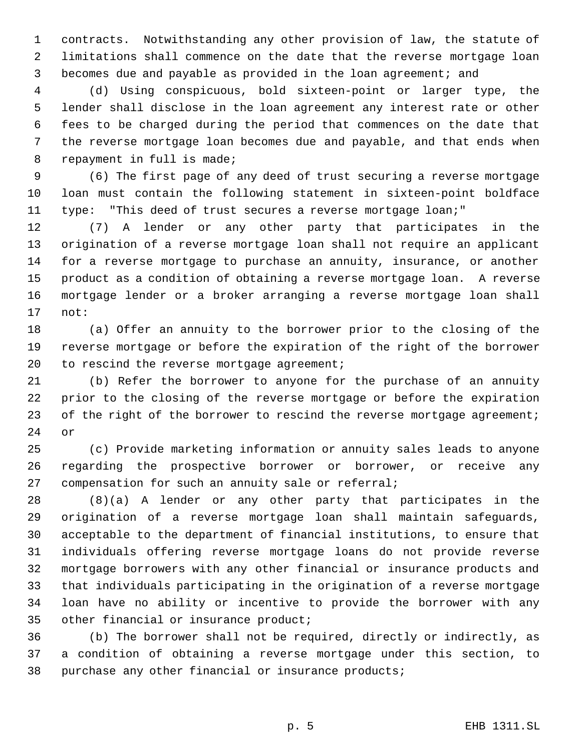contracts. Notwithstanding any other provision of law, the statute of limitations shall commence on the date that the reverse mortgage loan becomes due and payable as provided in the loan agreement; and

(d) Using conspicuous, bold sixteen-point or larger type, the lender shall disclose in the loan agreement any interest rate or other fees to be charged during the period that commences on the date that the reverse mortgage loan becomes due and payable, and that ends when repayment in full is made;

(6) The first page of any deed of trust securing a reverse mortgage loan must contain the following statement in sixteen-point boldface type: "This deed of trust secures a reverse mortgage loan;"

(7) A lender or any other party that participates in the origination of a reverse mortgage loan shall not require an applicant for a reverse mortgage to purchase an annuity, insurance, or another product as a condition of obtaining a reverse mortgage loan. A reverse mortgage lender or a broker arranging a reverse mortgage loan shall not:

(a) Offer an annuity to the borrower prior to the closing of the reverse mortgage or before the expiration of the right of the borrower to rescind the reverse mortgage agreement;

(b) Refer the borrower to anyone for the purchase of an annuity prior to the closing of the reverse mortgage or before the expiration of the right of the borrower to rescind the reverse mortgage agreement; or

(c) Provide marketing information or annuity sales leads to anyone regarding the prospective borrower or borrower, or receive any compensation for such an annuity sale or referral;

(8)(a) A lender or any other party that participates in the origination of a reverse mortgage loan shall maintain safeguards, acceptable to the department of financial institutions, to ensure that individuals offering reverse mortgage loans do not provide reverse mortgage borrowers with any other financial or insurance products and that individuals participating in the origination of a reverse mortgage loan have no ability or incentive to provide the borrower with any other financial or insurance product;

(b) The borrower shall not be required, directly or indirectly, as a condition of obtaining a reverse mortgage under this section, to purchase any other financial or insurance products;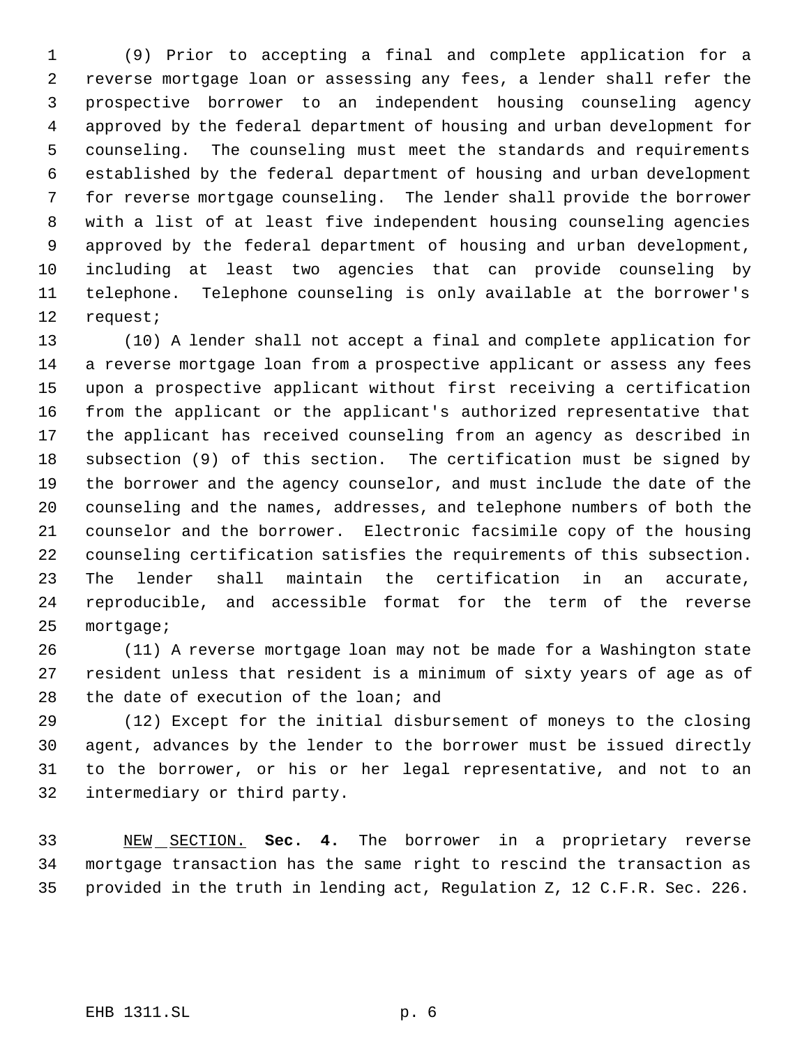(9) Prior to accepting a final and complete application for a reverse mortgage loan or assessing any fees, a lender shall refer the prospective borrower to an independent housing counseling agency approved by the federal department of housing and urban development for counseling. The counseling must meet the standards and requirements established by the federal department of housing and urban development for reverse mortgage counseling. The lender shall provide the borrower with a list of at least five independent housing counseling agencies approved by the federal department of housing and urban development, including at least two agencies that can provide counseling by telephone. Telephone counseling is only available at the borrower's request;

(10) A lender shall not accept a final and complete application for a reverse mortgage loan from a prospective applicant or assess any fees upon a prospective applicant without first receiving a certification from the applicant or the applicant's authorized representative that the applicant has received counseling from an agency as described in subsection (9) of this section. The certification must be signed by the borrower and the agency counselor, and must include the date of the counseling and the names, addresses, and telephone numbers of both the counselor and the borrower. Electronic facsimile copy of the housing counseling certification satisfies the requirements of this subsection. The lender shall maintain the certification in an accurate, reproducible, and accessible format for the term of the reverse mortgage;

(11) A reverse mortgage loan may not be made for a Washington state resident unless that resident is a minimum of sixty years of age as of the date of execution of the loan; and

(12) Except for the initial disbursement of moneys to the closing agent, advances by the lender to the borrower must be issued directly to the borrower, or his or her legal representative, and not to an intermediary or third party.

NEW SECTION. **Sec. 4.** The borrower in a proprietary reverse mortgage transaction has the same right to rescind the transaction as provided in the truth in lending act, Regulation Z, 12 C.F.R. Sec. 226.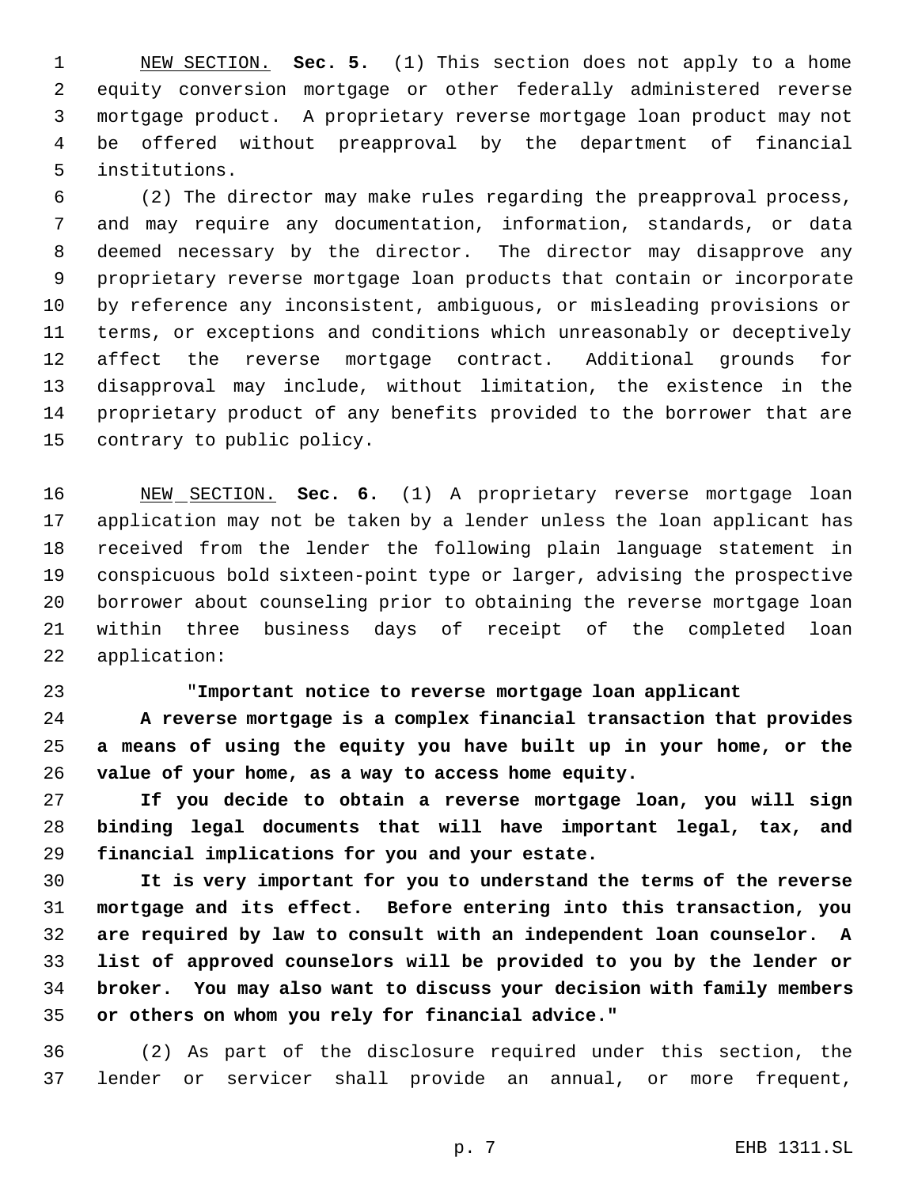NEW SECTION. **Sec. 5.** (1) This section does not apply to a home equity conversion mortgage or other federally administered reverse mortgage product. A proprietary reverse mortgage loan product may not be offered without preapproval by the department of financial institutions.

(2) The director may make rules regarding the preapproval process, and may require any documentation, information, standards, or data deemed necessary by the director. The director may disapprove any proprietary reverse mortgage loan products that contain or incorporate by reference any inconsistent, ambiguous, or misleading provisions or terms, or exceptions and conditions which unreasonably or deceptively affect the reverse mortgage contract. Additional grounds for disapproval may include, without limitation, the existence in the proprietary product of any benefits provided to the borrower that are contrary to public policy.

NEW SECTION. **Sec. 6.** (1) A proprietary reverse mortgage loan application may not be taken by a lender unless the loan applicant has received from the lender the following plain language statement in conspicuous bold sixteen-point type or larger, advising the prospective borrower about counseling prior to obtaining the reverse mortgage loan within three business days of receipt of the completed loan application:

"**Important notice to reverse mortgage loan applicant**

**A reverse mortgage is a complex financial transaction that provides a means of using the equity you have built up in your home, or the value of your home, as a way to access home equity.**

**If you decide to obtain a reverse mortgage loan, you will sign binding legal documents that will have important legal, tax, and financial implications for you and your estate.**

**It is very important for you to understand the terms of the reverse mortgage and its effect. Before entering into this transaction, you are required by law to consult with an independent loan counselor. A list of approved counselors will be provided to you by the lender or broker. You may also want to discuss your decision with family members or others on whom you rely for financial advice."**

(2) As part of the disclosure required under this section, the lender or servicer shall provide an annual, or more frequent,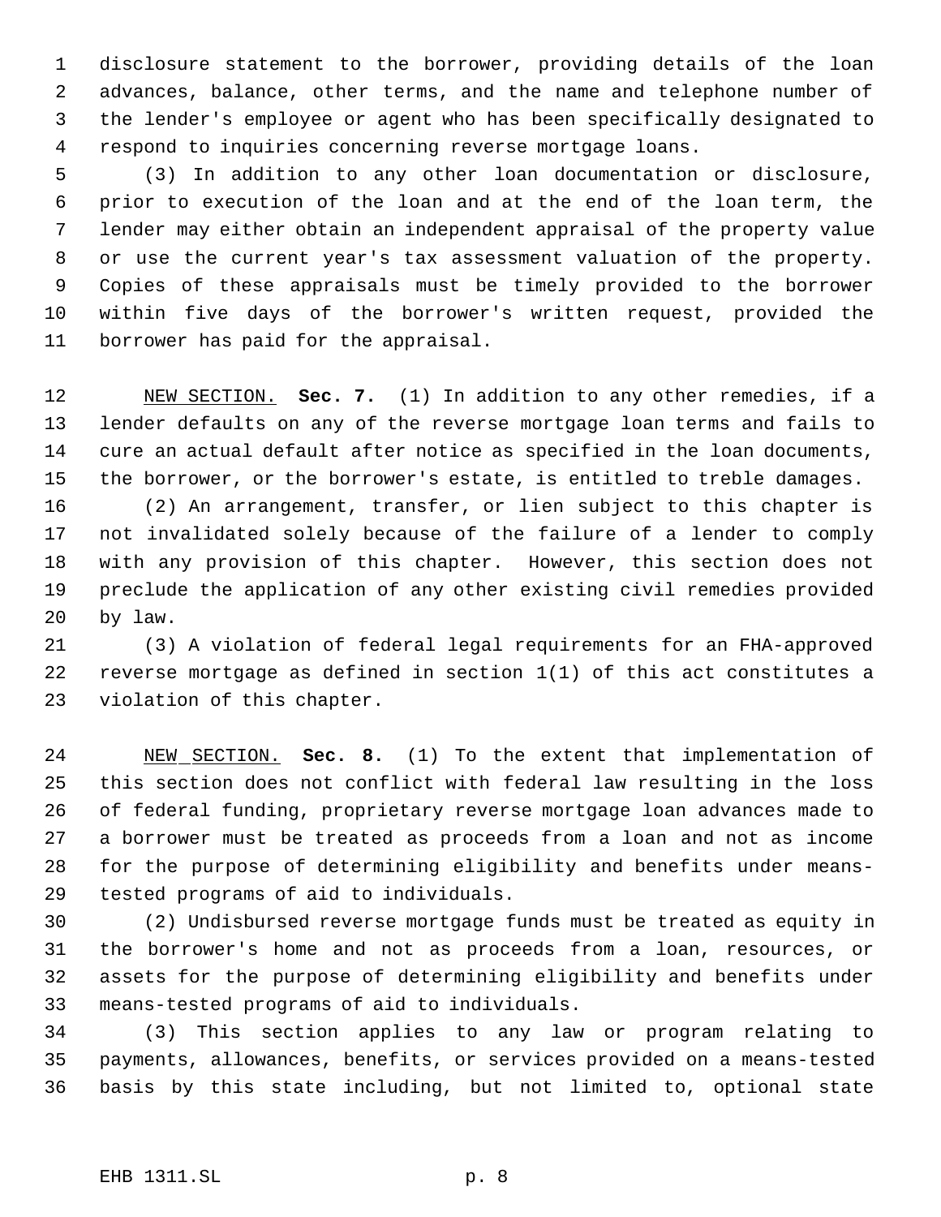disclosure statement to the borrower, providing details of the loan advances, balance, other terms, and the name and telephone number of the lender's employee or agent who has been specifically designated to respond to inquiries concerning reverse mortgage loans.

(3) In addition to any other loan documentation or disclosure, prior to execution of the loan and at the end of the loan term, the lender may either obtain an independent appraisal of the property value or use the current year's tax assessment valuation of the property. Copies of these appraisals must be timely provided to the borrower within five days of the borrower's written request, provided the borrower has paid for the appraisal.

NEW SECTION. **Sec. 7.** (1) In addition to any other remedies, if a lender defaults on any of the reverse mortgage loan terms and fails to cure an actual default after notice as specified in the loan documents, the borrower, or the borrower's estate, is entitled to treble damages.

(2) An arrangement, transfer, or lien subject to this chapter is not invalidated solely because of the failure of a lender to comply with any provision of this chapter. However, this section does not preclude the application of any other existing civil remedies provided by law.

(3) A violation of federal legal requirements for an FHA-approved reverse mortgage as defined in section 1(1) of this act constitutes a violation of this chapter.

NEW SECTION. **Sec. 8.** (1) To the extent that implementation of this section does not conflict with federal law resulting in the loss of federal funding, proprietary reverse mortgage loan advances made to a borrower must be treated as proceeds from a loan and not as income for the purpose of determining eligibility and benefits under means-tested programs of aid to individuals.

(2) Undisbursed reverse mortgage funds must be treated as equity in the borrower's home and not as proceeds from a loan, resources, or assets for the purpose of determining eligibility and benefits under means-tested programs of aid to individuals.

(3) This section applies to any law or program relating to payments, allowances, benefits, or services provided on a means-tested basis by this state including, but not limited to, optional state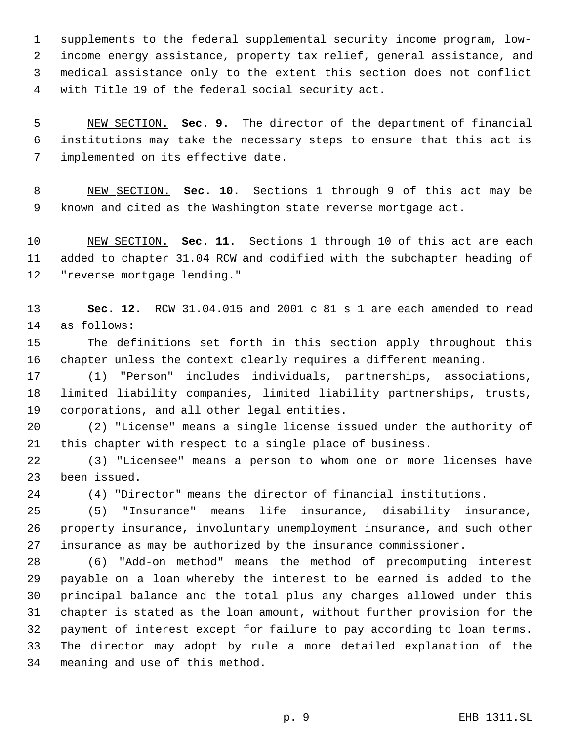supplements to the federal supplemental security income program, low-income energy assistance, property tax relief, general assistance, and medical assistance only to the extent this section does not conflict with Title 19 of the federal social security act.

NEW SECTION. **Sec. 9.** The director of the department of financial institutions may take the necessary steps to ensure that this act is implemented on its effective date.

NEW SECTION. **Sec. 10.** Sections 1 through 9 of this act may be known and cited as the Washington state reverse mortgage act.

NEW SECTION. **Sec. 11.** Sections 1 through 10 of this act are each added to chapter 31.04 RCW and codified with the subchapter heading of "reverse mortgage lending."

**Sec. 12.** RCW 31.04.015 and 2001 c 81 s 1 are each amended to read as follows:

The definitions set forth in this section apply throughout this chapter unless the context clearly requires a different meaning.

(1) "Person" includes individuals, partnerships, associations, limited liability companies, limited liability partnerships, trusts, corporations, and all other legal entities.

(2) "License" means a single license issued under the authority of this chapter with respect to a single place of business.

(3) "Licensee" means a person to whom one or more licenses have been issued.

(4) "Director" means the director of financial institutions.

(5) "Insurance" means life insurance, disability insurance, property insurance, involuntary unemployment insurance, and such other insurance as may be authorized by the insurance commissioner.

(6) "Add-on method" means the method of precomputing interest payable on a loan whereby the interest to be earned is added to the principal balance and the total plus any charges allowed under this chapter is stated as the loan amount, without further provision for the payment of interest except for failure to pay according to loan terms. The director may adopt by rule a more detailed explanation of the meaning and use of this method.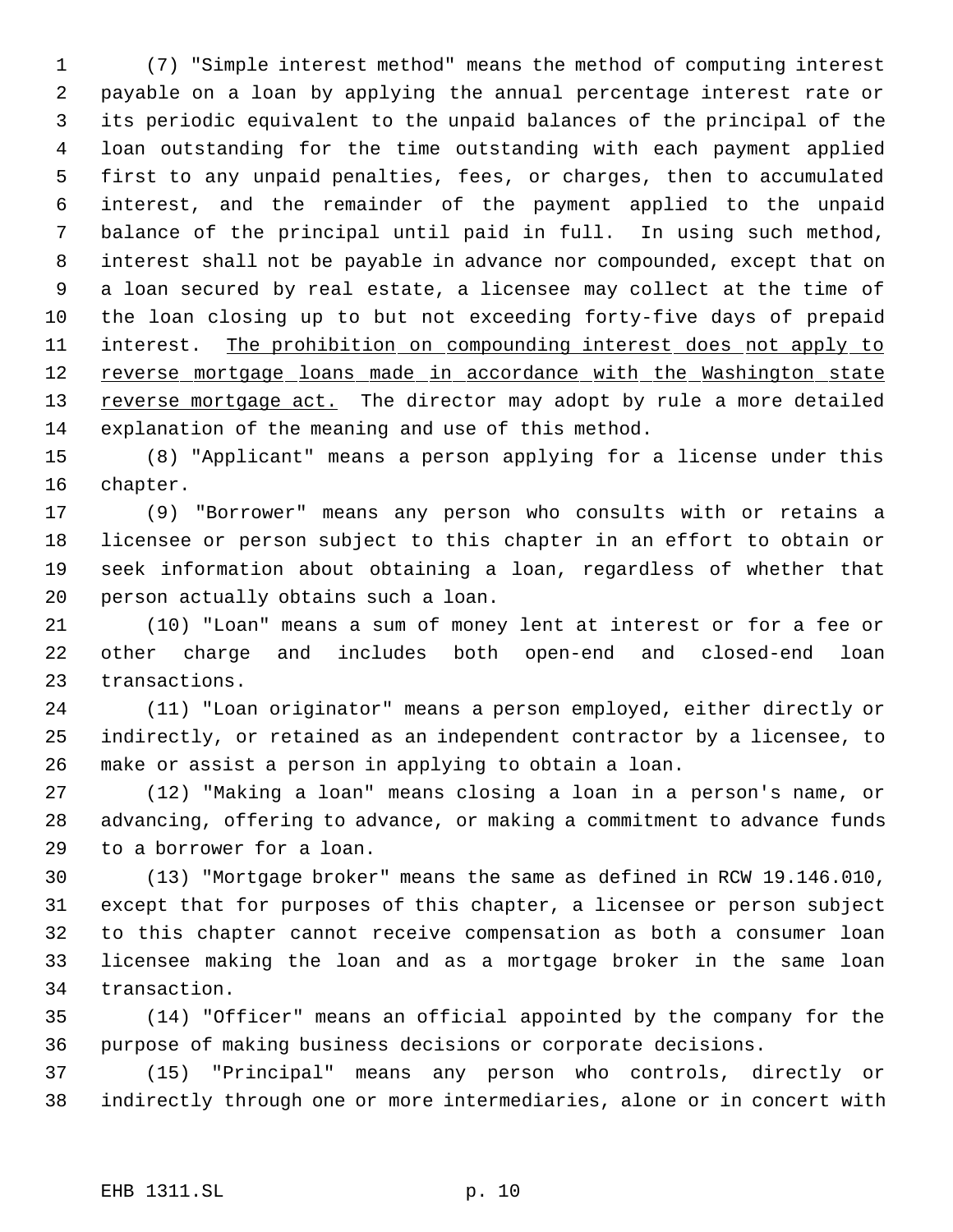(7) "Simple interest method" means the method of computing interest payable on a loan by applying the annual percentage interest rate or its periodic equivalent to the unpaid balances of the principal of the loan outstanding for the time outstanding with each payment applied first to any unpaid penalties, fees, or charges, then to accumulated interest, and the remainder of the payment applied to the unpaid balance of the principal until paid in full. In using such method, interest shall not be payable in advance nor compounded, except that on a loan secured by real estate, a licensee may collect at the time of the loan closing up to but not exceeding forty-five days of prepaid interest. <u>The prohibition on compounding interest does not apply to reverse mortgage loans made in accordance with the Washington state reverse mortgage act.</u> The director may adopt by rule a more detailed explanation of the meaning and use of this method.

(8) "Applicant" means a person applying for a license under this chapter.

(9) "Borrower" means any person who consults with or retains a licensee or person subject to this chapter in an effort to obtain or seek information about obtaining a loan, regardless of whether that person actually obtains such a loan.

(10) "Loan" means a sum of money lent at interest or for a fee or other charge and includes both open-end and closed-end loan transactions.

(11) "Loan originator" means a person employed, either directly or indirectly, or retained as an independent contractor by a licensee, to make or assist a person in applying to obtain a loan.

(12) "Making a loan" means closing a loan in a person's name, or advancing, offering to advance, or making a commitment to advance funds to a borrower for a loan.

(13) "Mortgage broker" means the same as defined in RCW 19.146.010, except that for purposes of this chapter, a licensee or person subject to this chapter cannot receive compensation as both a consumer loan licensee making the loan and as a mortgage broker in the same loan transaction.

(14) "Officer" means an official appointed by the company for the purpose of making business decisions or corporate decisions.

(15) "Principal" means any person who controls, directly or indirectly through one or more intermediaries, alone or in concert with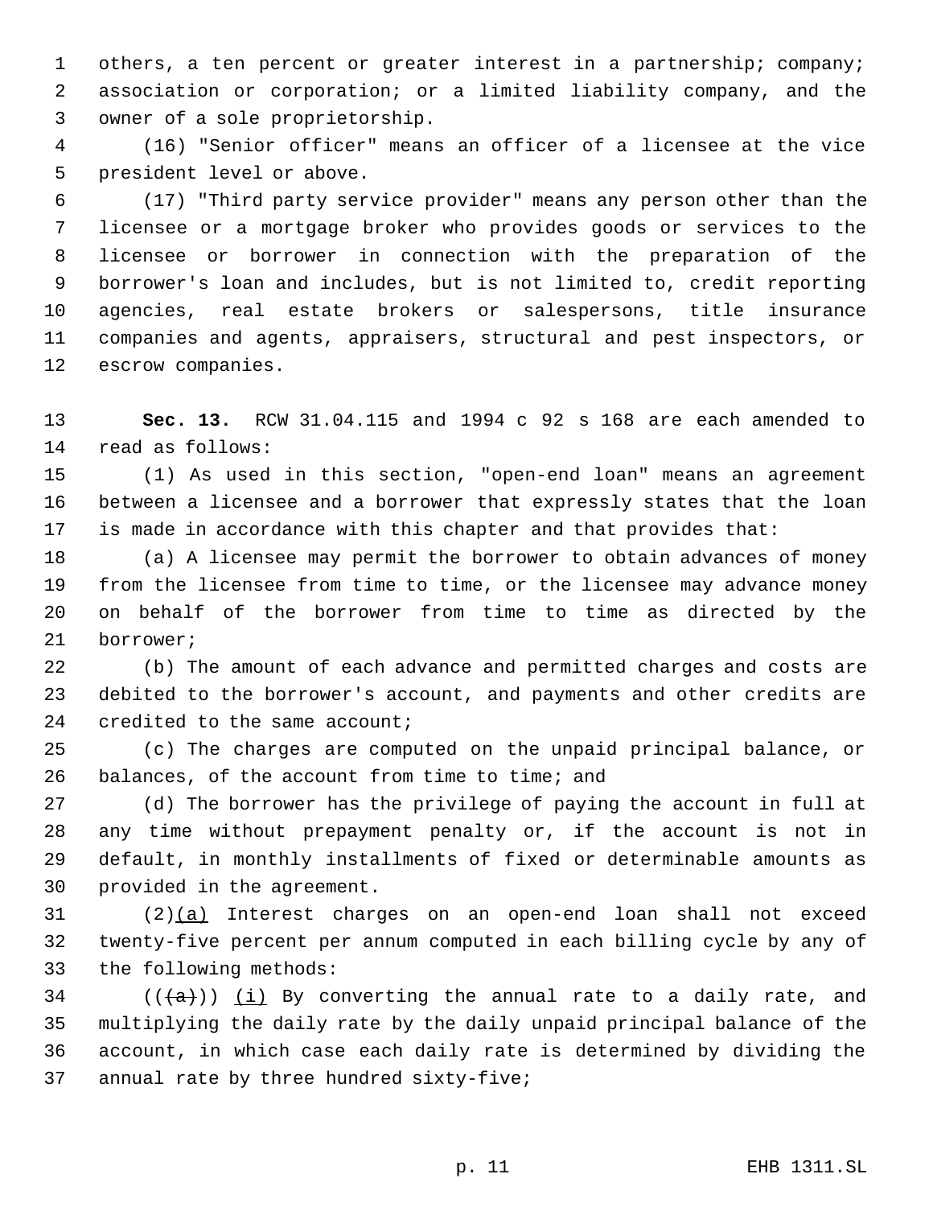others, a ten percent or greater interest in a partnership; company; association or corporation; or a limited liability company, and the owner of a sole proprietorship.

(16) "Senior officer" means an officer of a licensee at the vice president level or above.

(17) "Third party service provider" means any person other than the licensee or a mortgage broker who provides goods or services to the licensee or borrower in connection with the preparation of the borrower's loan and includes, but is not limited to, credit reporting agencies, real estate brokers or salespersons, title insurance companies and agents, appraisers, structural and pest inspectors, or escrow companies.

**Sec. 13.** RCW 31.04.115 and 1994 c 92 s 168 are each amended to read as follows:

(1) As used in this section, "open-end loan" means an agreement between a licensee and a borrower that expressly states that the loan is made in accordance with this chapter and that provides that:

(a) A licensee may permit the borrower to obtain advances of money from the licensee from time to time, or the licensee may advance money on behalf of the borrower from time to time as directed by the borrower;

(b) The amount of each advance and permitted charges and costs are debited to the borrower's account, and payments and other credits are credited to the same account;

(c) The charges are computed on the unpaid principal balance, or balances, of the account from time to time; and

(d) The borrower has the privilege of paying the account in full at any time without prepayment penalty or, if the account is not in default, in monthly installments of fixed or determinable amounts as provided in the agreement.

(2)(a) Interest charges on an open-end loan shall not exceed twenty-five percent per annum computed in each billing cycle by any of the following methods:

(((a))) (i) By converting the annual rate to a daily rate, and multiplying the daily rate by the daily unpaid principal balance of the account, in which case each daily rate is determined by dividing the annual rate by three hundred sixty-five;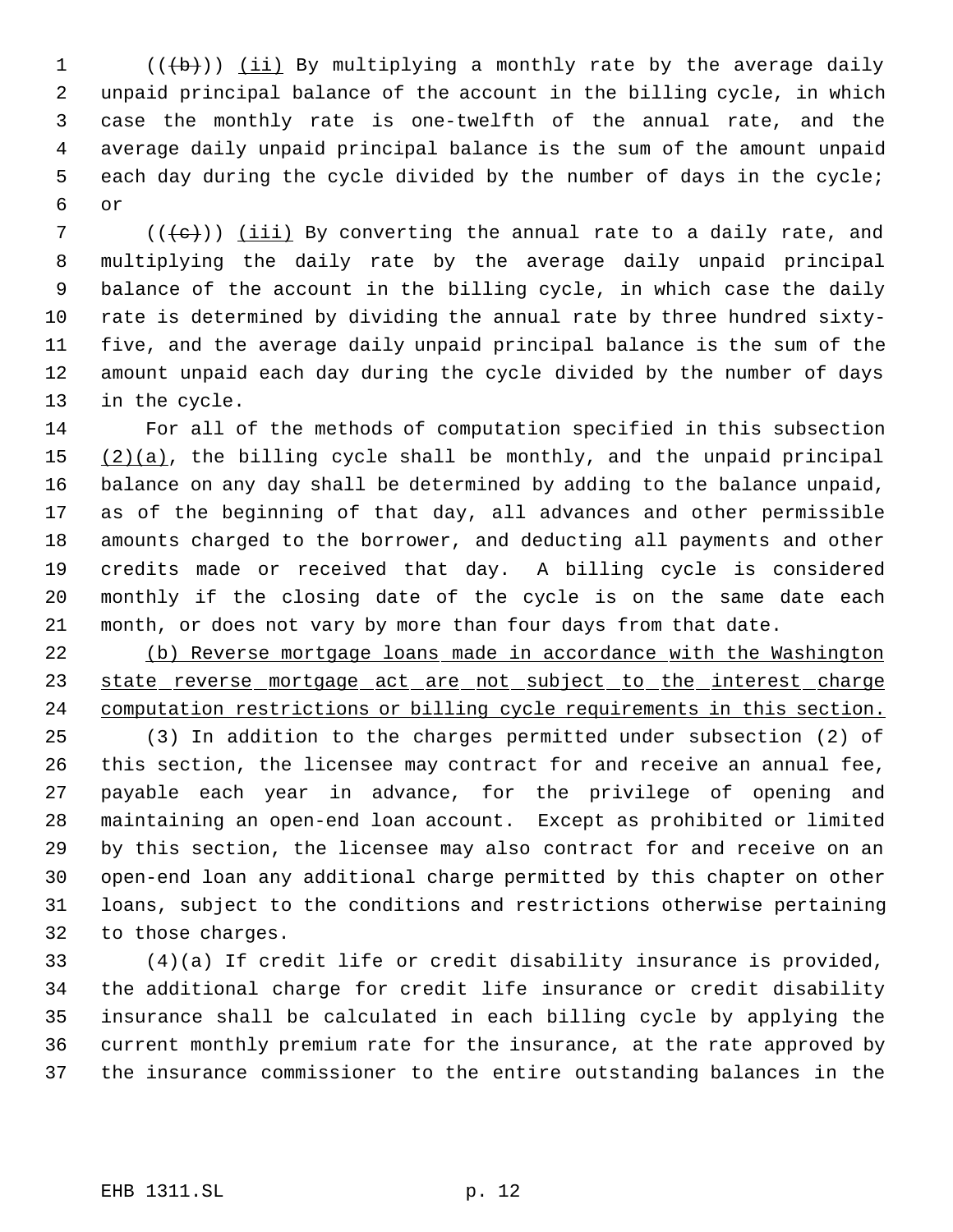(((b))) (ii) By multiplying a monthly rate by the average daily unpaid principal balance of the account in the billing cycle, in which case the monthly rate is one-twelfth of the annual rate, and the average daily unpaid principal balance is the sum of the amount unpaid each day during the cycle divided by the number of days in the cycle; or

(((c))) (iii) By converting the annual rate to a daily rate, and multiplying the daily rate by the average daily unpaid principal balance of the account in the billing cycle, in which case the daily rate is determined by dividing the annual rate by three hundred sixty-five, and the average daily unpaid principal balance is the sum of the amount unpaid each day during the cycle divided by the number of days in the cycle.

For all of the methods of computation specified in this subsection (2)(a), the billing cycle shall be monthly, and the unpaid principal balance on any day shall be determined by adding to the balance unpaid, as of the beginning of that day, all advances and other permissible amounts charged to the borrower, and deducting all payments and other credits made or received that day. A billing cycle is considered monthly if the closing date of the cycle is on the same date each month, or does not vary by more than four days from that date.

(b) Reverse mortgage loans made in accordance with the Washington state reverse mortgage act are not subject to the interest charge computation restrictions or billing cycle requirements in this section.

(3) In addition to the charges permitted under subsection (2) of this section, the licensee may contract for and receive an annual fee, payable each year in advance, for the privilege of opening and maintaining an open-end loan account. Except as prohibited or limited by this section, the licensee may also contract for and receive on an open-end loan any additional charge permitted by this chapter on other loans, subject to the conditions and restrictions otherwise pertaining to those charges.

(4)(a) If credit life or credit disability insurance is provided, the additional charge for credit life insurance or credit disability insurance shall be calculated in each billing cycle by applying the current monthly premium rate for the insurance, at the rate approved by the insurance commissioner to the entire outstanding balances in the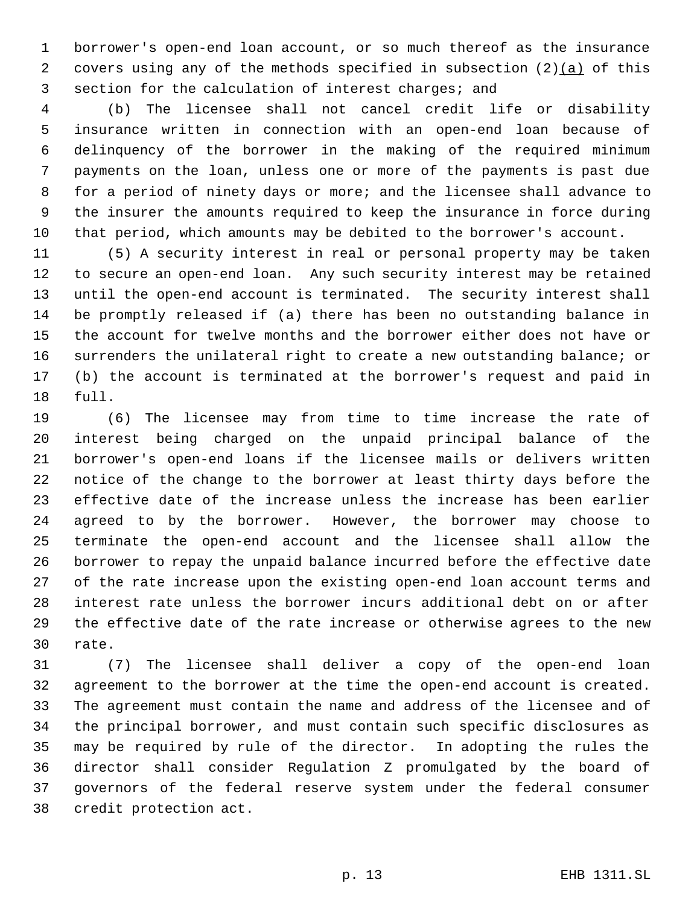borrower's open-end loan account, or so much thereof as the insurance covers using any of the methods specified in subsection (2)(a) of this section for the calculation of interest charges; and

(b) The licensee shall not cancel credit life or disability insurance written in connection with an open-end loan because of delinquency of the borrower in the making of the required minimum payments on the loan, unless one or more of the payments is past due for a period of ninety days or more; and the licensee shall advance to the insurer the amounts required to keep the insurance in force during that period, which amounts may be debited to the borrower's account.

(5) A security interest in real or personal property may be taken to secure an open-end loan. Any such security interest may be retained until the open-end account is terminated. The security interest shall be promptly released if (a) there has been no outstanding balance in the account for twelve months and the borrower either does not have or surrenders the unilateral right to create a new outstanding balance; or (b) the account is terminated at the borrower's request and paid in full.

(6) The licensee may from time to time increase the rate of interest being charged on the unpaid principal balance of the borrower's open-end loans if the licensee mails or delivers written notice of the change to the borrower at least thirty days before the effective date of the increase unless the increase has been earlier agreed to by the borrower. However, the borrower may choose to terminate the open-end account and the licensee shall allow the borrower to repay the unpaid balance incurred before the effective date of the rate increase upon the existing open-end loan account terms and interest rate unless the borrower incurs additional debt on or after the effective date of the rate increase or otherwise agrees to the new rate.

(7) The licensee shall deliver a copy of the open-end loan agreement to the borrower at the time the open-end account is created. The agreement must contain the name and address of the licensee and of the principal borrower, and must contain such specific disclosures as may be required by rule of the director. In adopting the rules the director shall consider Regulation Z promulgated by the board of governors of the federal reserve system under the federal consumer credit protection act.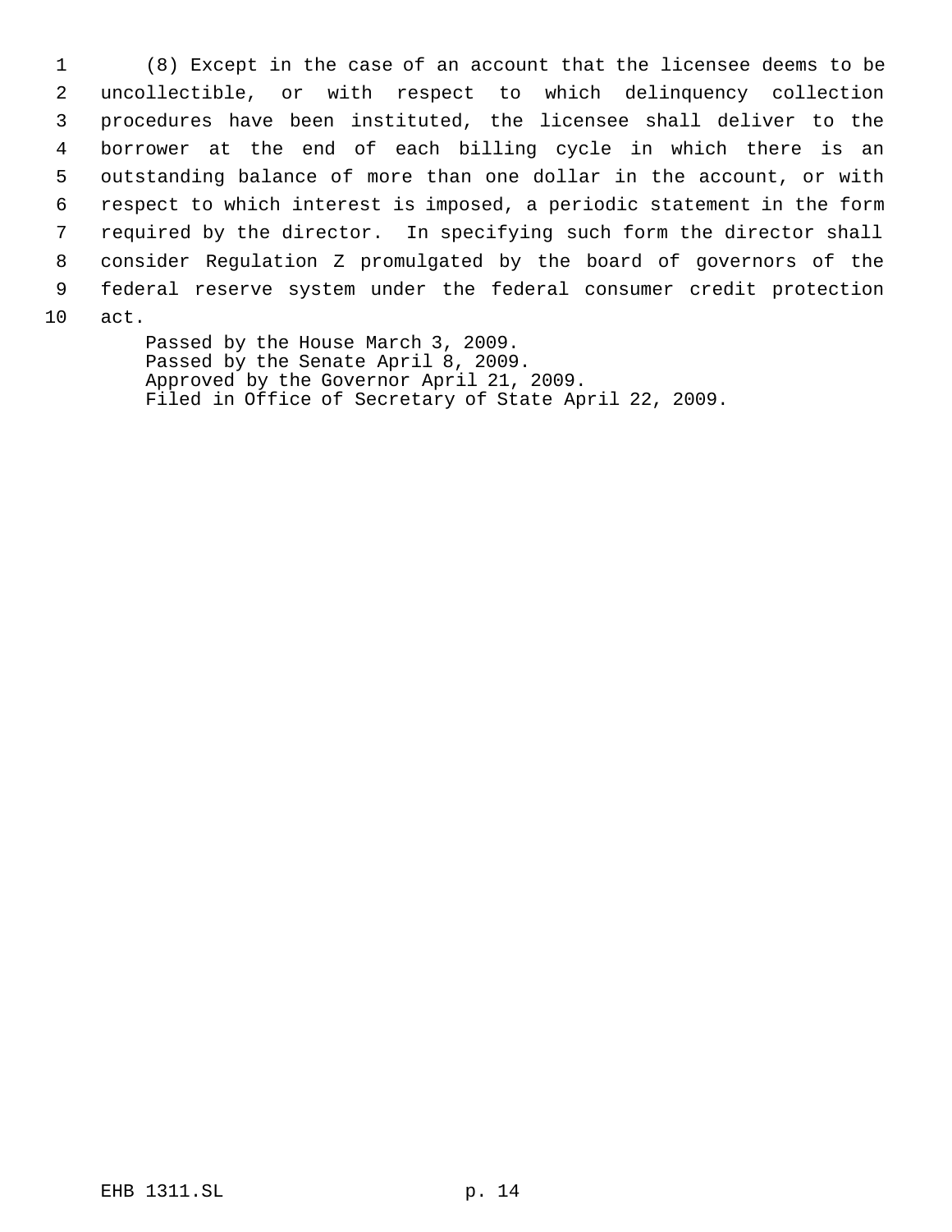(8) Except in the case of an account that the licensee deems to be uncollectible, or with respect to which delinquency collection procedures have been instituted, the licensee shall deliver to the borrower at the end of each billing cycle in which there is an outstanding balance of more than one dollar in the account, or with respect to which interest is imposed, a periodic statement in the form required by the director. In specifying such form the director shall consider Regulation Z promulgated by the board of governors of the federal reserve system under the federal consumer credit protection act.

Passed by the House March 3, 2009.
Passed by the Senate April 8, 2009.
Approved by the Governor April 21, 2009.
Filed in Office of Secretary of State April 22, 2009.